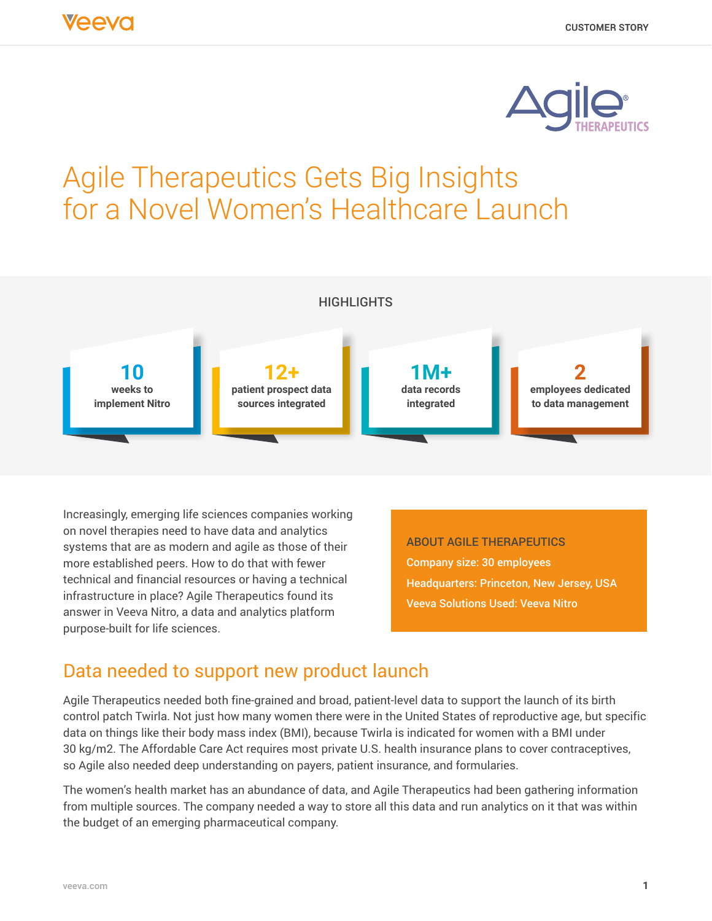# Agile Therapeutics Gets Big Insights for a Novel Women's Healthcare Launch

## HIGHLIGHTS

**10**
weeks to implement Nitro

**12+**
patient prospect data sources integrated

**1M+**
data records integrated

**2**
employees dedicated to data management

Increasingly, emerging life sciences companies working on novel therapies need to have data and analytics systems that are as modern and agile as those of their more established peers. How to do that with fewer technical and financial resources or having a technical infrastructure in place? Agile Therapeutics found its answer in Veeva Nitro, a data and analytics platform purpose-built for life sciences.

**ABOUT AGILE THERAPEUTICS**

Company size: 30 employees

Headquarters: Princeton, New Jersey, USA

Veeva Solutions Used: Veeva Nitro

## Data needed to support new product launch

Agile Therapeutics needed both fine-grained and broad, patient-level data to support the launch of its birth control patch Twirla. Not just how many women there were in the United States of reproductive age, but specific data on things like their body mass index (BMI), because Twirla is indicated for women with a BMI under 30 kg/m2. The Affordable Care Act requires most private U.S. health insurance plans to cover contraceptives, so Agile also needed deep understanding on payers, patient insurance, and formularies.

The women's health market has an abundance of data, and Agile Therapeutics had been gathering information from multiple sources. The company needed a way to store all this data and run analytics on it that was within the budget of an emerging pharmaceutical company.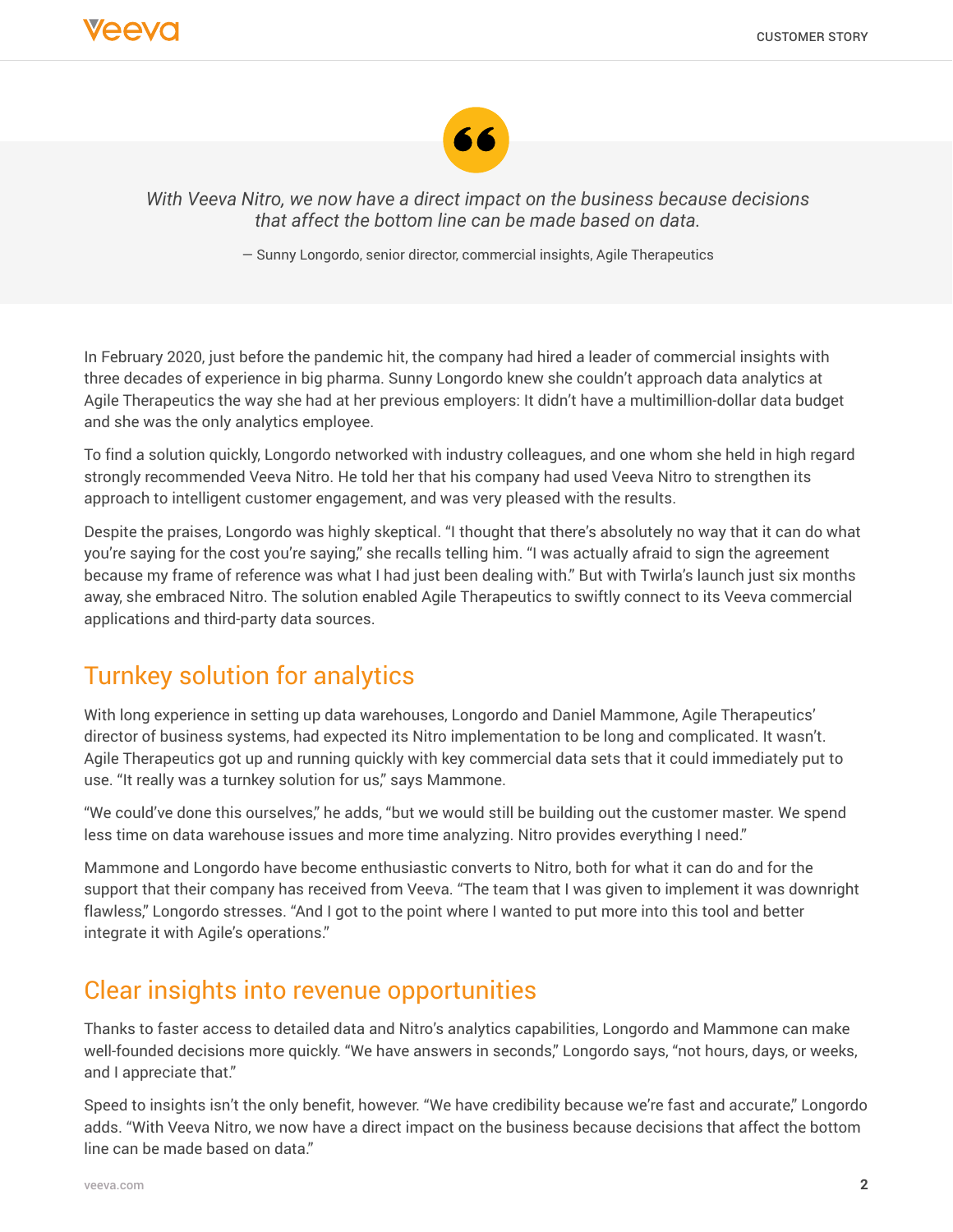> *With Veeva Nitro, we now have a direct impact on the business because decisions that affect the bottom line can be made based on data.*
>
> — Sunny Longordo, senior director, commercial insights, Agile Therapeutics

In February 2020, just before the pandemic hit, the company had hired a leader of commercial insights with three decades of experience in big pharma. Sunny Longordo knew she couldn't approach data analytics at Agile Therapeutics the way she had at her previous employers: It didn't have a multimillion-dollar data budget and she was the only analytics employee.

To find a solution quickly, Longordo networked with industry colleagues, and one whom she held in high regard strongly recommended Veeva Nitro. He told her that his company had used Veeva Nitro to strengthen its approach to intelligent customer engagement, and was very pleased with the results.

Despite the praises, Longordo was highly skeptical. "I thought that there's absolutely no way that it can do what you're saying for the cost you're saying," she recalls telling him. "I was actually afraid to sign the agreement because my frame of reference was what I had just been dealing with." But with Twirla's launch just six months away, she embraced Nitro. The solution enabled Agile Therapeutics to swiftly connect to its Veeva commercial applications and third-party data sources.

## Turnkey solution for analytics

With long experience in setting up data warehouses, Longordo and Daniel Mammone, Agile Therapeutics' director of business systems, had expected its Nitro implementation to be long and complicated. It wasn't. Agile Therapeutics got up and running quickly with key commercial data sets that it could immediately put to use. "It really was a turnkey solution for us," says Mammone.

"We could've done this ourselves," he adds, "but we would still be building out the customer master. We spend less time on data warehouse issues and more time analyzing. Nitro provides everything I need."

Mammone and Longordo have become enthusiastic converts to Nitro, both for what it can do and for the support that their company has received from Veeva. "The team that I was given to implement it was downright flawless," Longordo stresses. "And I got to the point where I wanted to put more into this tool and better integrate it with Agile's operations."

## Clear insights into revenue opportunities

Thanks to faster access to detailed data and Nitro's analytics capabilities, Longordo and Mammone can make well-founded decisions more quickly. "We have answers in seconds," Longordo says, "not hours, days, or weeks, and I appreciate that."

Speed to insights isn't the only benefit, however. "We have credibility because we're fast and accurate," Longordo adds. "With Veeva Nitro, we now have a direct impact on the business because decisions that affect the bottom line can be made based on data."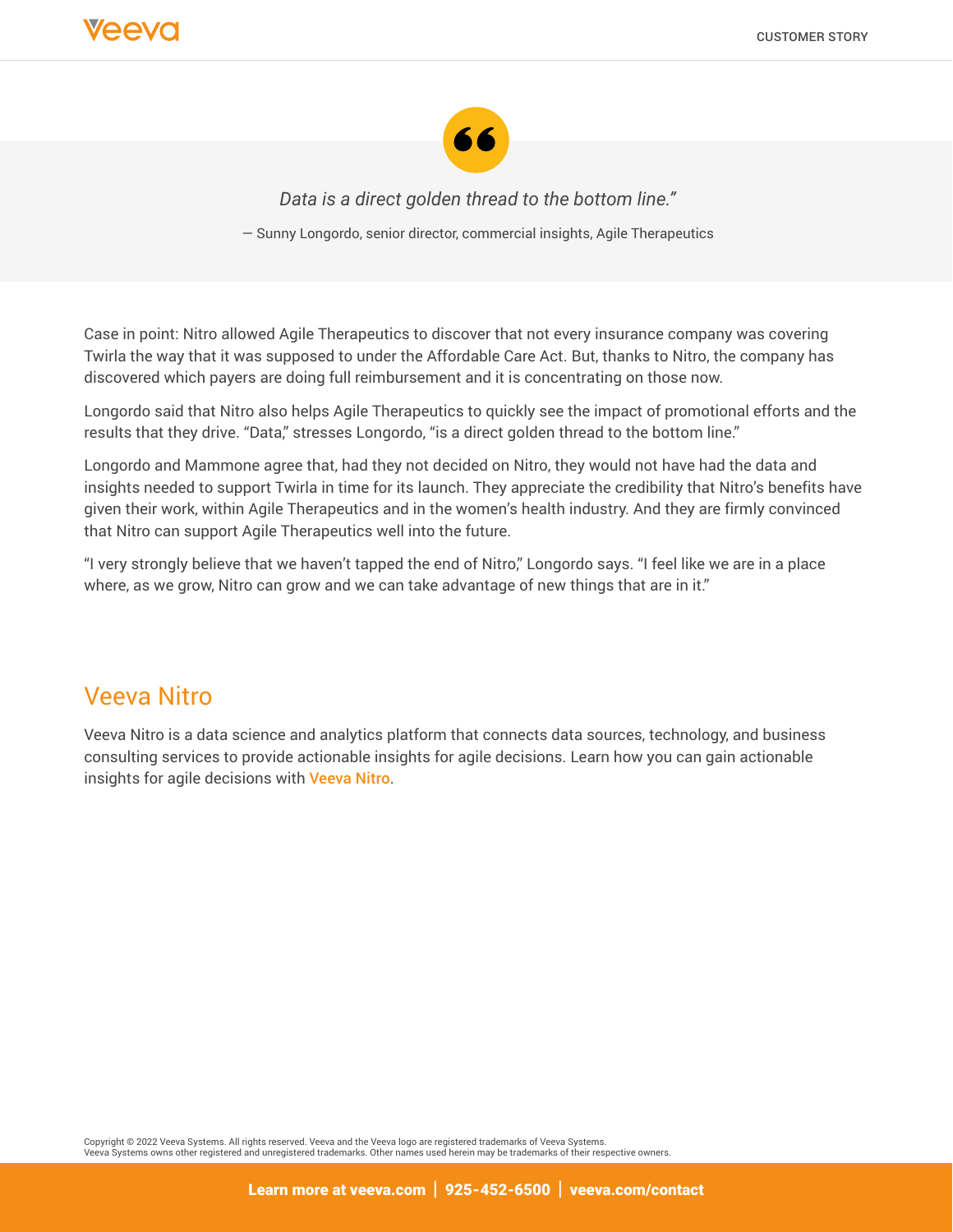> *Data is a direct golden thread to the bottom line.”*
>
> — Sunny Longordo, senior director, commercial insights, Agile Therapeutics

Case in point: Nitro allowed Agile Therapeutics to discover that not every insurance company was covering Twirla the way that it was supposed to under the Affordable Care Act. But, thanks to Nitro, the company has discovered which payers are doing full reimbursement and it is concentrating on those now.

Longordo said that Nitro also helps Agile Therapeutics to quickly see the impact of promotional efforts and the results that they drive. “Data,” stresses Longordo, “is a direct golden thread to the bottom line.”

Longordo and Mammone agree that, had they not decided on Nitro, they would not have had the data and insights needed to support Twirla in time for its launch. They appreciate the credibility that Nitro’s benefits have given their work, within Agile Therapeutics and in the women’s health industry. And they are firmly convinced that Nitro can support Agile Therapeutics well into the future.

“I very strongly believe that we haven’t tapped the end of Nitro,” Longordo says. “I feel like we are in a place where, as we grow, Nitro can grow and we can take advantage of new things that are in it.”

## Veeva Nitro

Veeva Nitro is a data science and analytics platform that connects data sources, technology, and business consulting services to provide actionable insights for agile decisions. Learn how you can gain actionable insights for agile decisions with Veeva Nitro.

Copyright © 2022 Veeva Systems. All rights reserved. Veeva and the Veeva logo are registered trademarks of Veeva Systems. Veeva Systems owns other registered and unregistered trademarks. Other names used herein may be trademarks of their respective owners.

**Learn more at veeva.com | 925-452-6500 | veeva.com/contact**